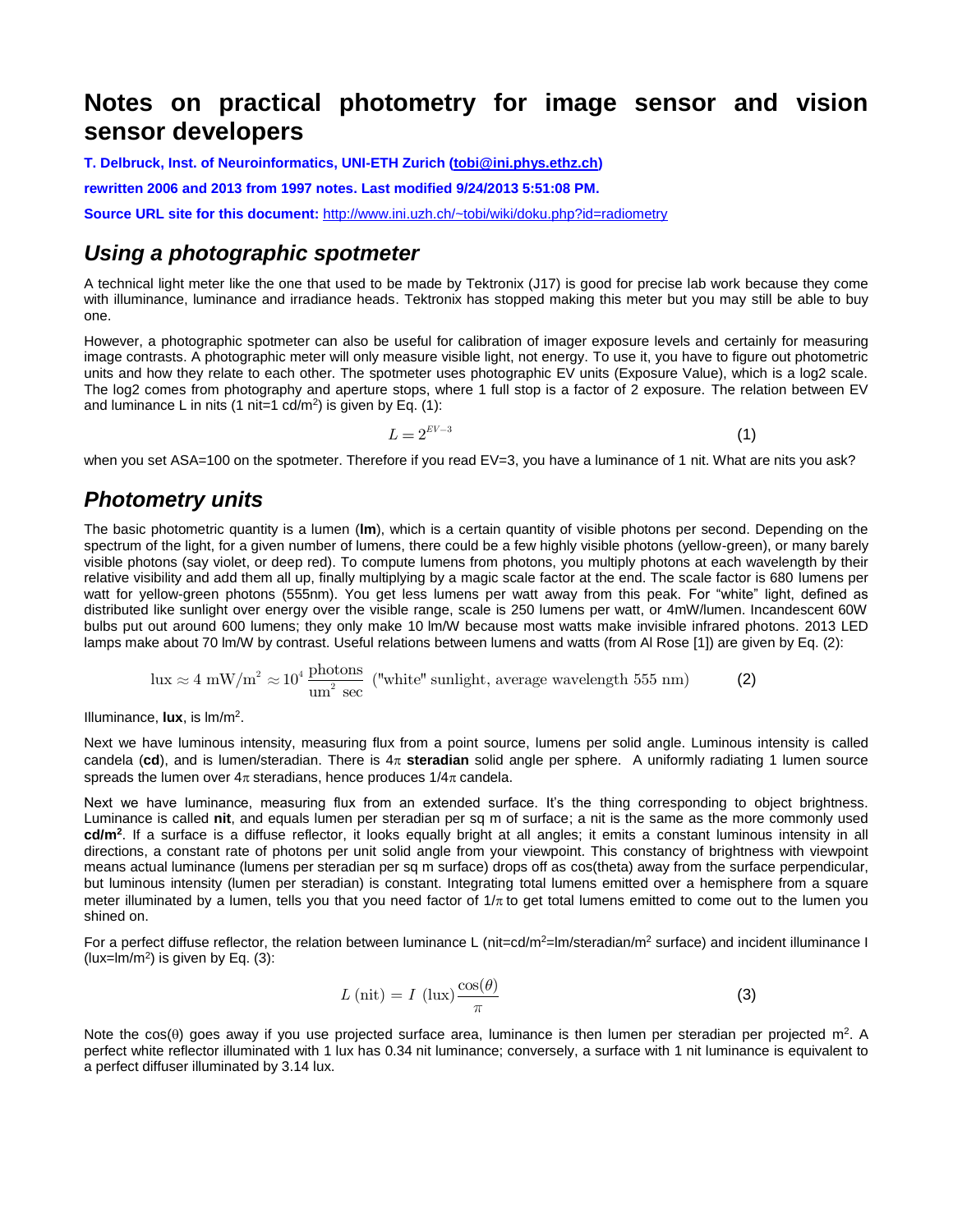# Notes on practical photometry for image sensor and vision sensor developers

**T. Delbruck, Inst. of Neuroinformatics, UNI-ETH Zurich (tobi@ini.phys.ethz.ch)**

**rewritten 2006 and 2013 from 1997 notes. Last modified 9/24/2013 5:51:08 PM.**

**Source URL site for this document:** http://www.ini.uzh.ch/~tobi/wiki/doku.php?id=radiometry

## *Using a photographic spotmeter*

A technical light meter like the one that used to be made by Tektronix (J17) is good for precise lab work because they come with illuminance, luminance and irradiance heads. Tektronix has stopped making this meter but you may still be able to buy one.

However, a photographic spotmeter can also be useful for calibration of imager exposure levels and certainly for measuring image contrasts. A photographic meter will only measure visible light, not energy. To use it, you have to figure out photometric units and how they relate to each other. The spotmeter uses photographic EV units (Exposure Value), which is a log2 scale. The log2 comes from photography and aperture stops, where 1 full stop is a factor of 2 exposure. The relation between EV and luminance L in nits (1 nit=1 cd/m$^2$) is given by Eq. (1):

$$L = 2^{EV-3} \tag{1}$$

when you set ASA=100 on the spotmeter. Therefore if you read EV=3, you have a luminance of 1 nit. What are nits you ask?

## *Photometry units*

The basic photometric quantity is a lumen (**lm**), which is a certain quantity of visible photons per second. Depending on the spectrum of the light, for a given number of lumens, there could be a few highly visible photons (yellow-green), or many barely visible photons (say violet, or deep red). To compute lumens from photons, you multiply photons at each wavelength by their relative visibility and add them all up, finally multiplying by a magic scale factor at the end. The scale factor is 680 lumens per watt for yellow-green photons (555nm). You get less lumens per watt away from this peak. For "white" light, defined as distributed like sunlight over energy over the visible range, scale is 250 lumens per watt, or 4mW/lumen. Incandescent 60W bulbs put out around 600 lumens; they only make 10 lm/W because most watts make invisible infrared photons. 2013 LED lamps make about 70 lm/W by contrast. Useful relations between lumens and watts (from Al Rose [1]) are given by Eq. (2):

$$\text{lux} \approx 4\ \text{mW/m}^2 \approx 10^4\ \frac{\text{photons}}{\text{um}^2\ \text{sec}}\ \ (\text{"white" sunlight, average wavelength 555 nm}) \tag{2}$$

Illuminance, **lux**, is lm/m$^2$.

Next we have luminous intensity, measuring flux from a point source, lumens per solid angle. Luminous intensity is called candela (**cd**), and is lumen/steradian. There is $4\pi$ **steradian** solid angle per sphere. A uniformly radiating 1 lumen source spreads the lumen over $4\pi$ steradians, hence produces $1/4\pi$ candela.

Next we have luminance, measuring flux from an extended surface. It's the thing corresponding to object brightness. Luminance is called **nit**, and equals lumen per steradian per sq m of surface; a nit is the same as the more commonly used **cd/m$^2$**. If a surface is a diffuse reflector, it looks equally bright at all angles; it emits a constant luminous intensity in all directions, a constant rate of photons per unit solid angle from your viewpoint. This constancy of brightness with viewpoint means actual luminance (lumens per steradian per sq m surface) drops off as cos(theta) away from the surface perpendicular, but luminous intensity (lumen per steradian) is constant. Integrating total lumens emitted over a hemisphere from a square meter illuminated by a lumen, tells you that you need factor of $1/\pi$ to get total lumens emitted to come out to the lumen you shined on.

For a perfect diffuse reflector, the relation between luminance L (nit=cd/m$^2$=lm/steradian/m$^2$ surface) and incident illuminance I (lux=lm/m$^2$) is given by Eq. (3):

$$L\ (\text{nit}) = I\ (\text{lux}) \frac{\cos(\theta)}{\pi} \tag{3}$$

Note the cos($\theta$) goes away if you use projected surface area, luminance is then lumen per steradian per projected m$^2$. A perfect white reflector illuminated with 1 lux has 0.34 nit luminance; conversely, a surface with 1 nit luminance is equivalent to a perfect diffuser illuminated by 3.14 lux.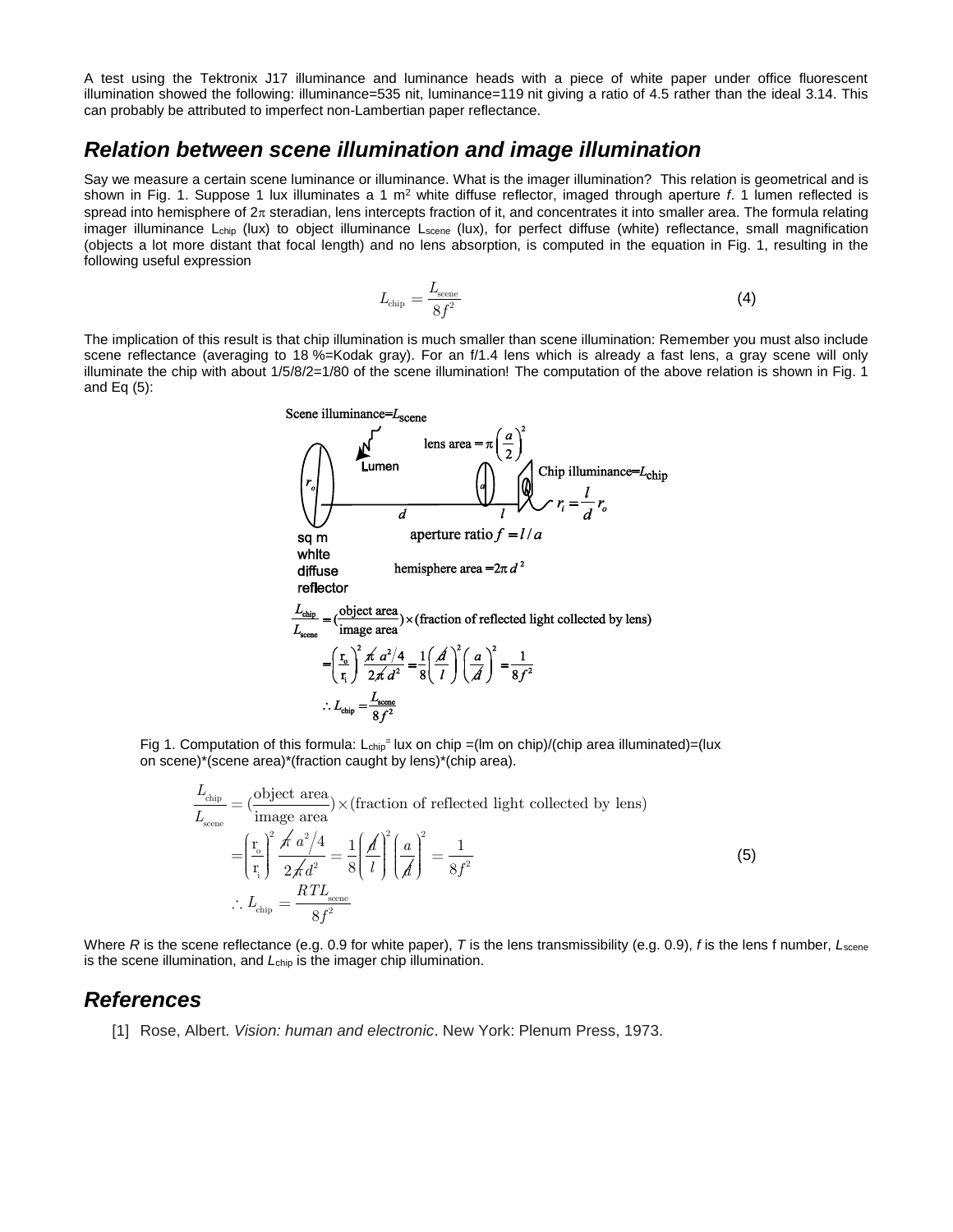A test using the Tektronix J17 illuminance and luminance heads with a piece of white paper under office fluorescent illumination showed the following: illuminance=535 nit, luminance=119 nit giving a ratio of 4.5 rather than the ideal 3.14. This can probably be attributed to imperfect non-Lambertian paper reflectance.

## *Relation between scene illumination and image illumination*

Say we measure a certain scene luminance or illuminance. What is the imager illumination? This relation is geometrical and is shown in Fig. 1. Suppose 1 lux illuminates a 1 m$^2$ white diffuse reflector, imaged through aperture *f*. 1 lumen reflected is spread into hemisphere of $2\pi$ steradian, lens intercepts fraction of it, and concentrates it into smaller area. The formula relating imager illuminance $L_{chip}$ (lux) to object illuminance $L_{scene}$ (lux), for perfect diffuse (white) reflectance, small magnification (objects a lot more distant that focal length) and no lens absorption, is computed in the equation in Fig. 1, resulting in the following useful expression

$$L_{\text{chip}} = \frac{L_{\text{scene}}}{8f^2} \tag{4}$$

The implication of this result is that chip illumination is much smaller than scene illumination: Remember you must also include scene reflectance (averaging to 18 %=Kodak gray). For an f/1.4 lens which is already a fast lens, a gray scene will only illuminate the chip with about 1/5/8/2=1/80 of the scene illumination! The computation of the above relation is shown in Fig. 1 and Eq (5):

Scene illuminance=$L_{\text{scene}}$

Lumen

lens area $= \pi\left(\frac{a}{2}\right)^2$

Chip illuminance=$L_{\text{chip}}$

$r_o$

$a$

$r_i = \frac{l}{d} r_o$

$d$

$l$

aperture ratio $f = l/a$

sq m white diffuse reflector

hemisphere area $= 2\pi d^2$

$$\frac{L_{\text{chip}}}{L_{\text{scene}}} = \left(\frac{\text{object area}}{\text{image area}}\right) \times (\text{fraction of reflected light collected by lens})$$

$$= \left(\frac{r_o}{r_i}\right)^2 \frac{\pi a^2/4}{2\pi d^2} = \frac{1}{8}\left(\frac{d}{l}\right)^2 \left(\frac{a}{d}\right)^2 = \frac{1}{8f^2}$$

$$\therefore L_{\text{chip}} = \frac{L_{\text{scene}}}{8f^2}$$

Fig 1. Computation of this formula: $L_{chip}$= lux on chip =(lm on chip)/(chip area illuminated)=(lux on scene)*(scene area)*(fraction caught by lens)*(chip area).

$$\begin{aligned}
\frac{L_{\text{chip}}}{L_{\text{scene}}} &= \left(\frac{\text{object area}}{\text{image area}}\right) \times (\text{fraction of reflected light collected by lens}) \\
&= \left(\frac{r_o}{r_i}\right)^2 \frac{\pi a^2/4}{2\pi d^2} = \frac{1}{8}\left(\frac{d}{l}\right)^2 \left(\frac{a}{d}\right)^2 = \frac{1}{8f^2} \\
\therefore L_{\text{chip}} &= \frac{RTL_{\text{scene}}}{8f^2}
\end{aligned} \tag{5}$$

Where *R* is the scene reflectance (e.g. 0.9 for white paper), *T* is the lens transmissibility (e.g. 0.9), *f* is the lens f number, $L_{scene}$ is the scene illumination, and $L_{chip}$ is the imager chip illumination.

## *References*

[1] Rose, Albert. *Vision: human and electronic*. New York: Plenum Press, 1973.